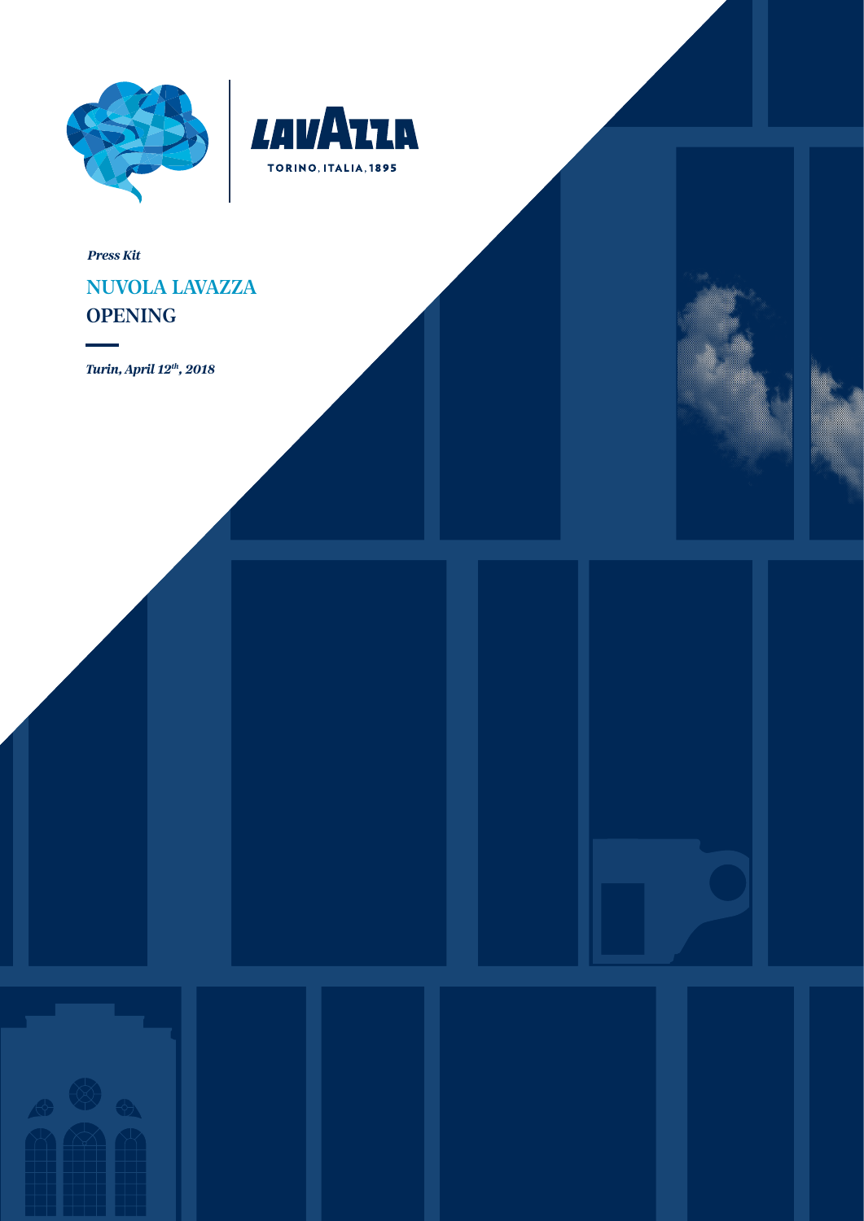LAVAZZA

TORINO, ITALIA, 1895

*Press Kit*

# NUVOLA LAVAZZA
# OPENING

*Turin, April 12th, 2018*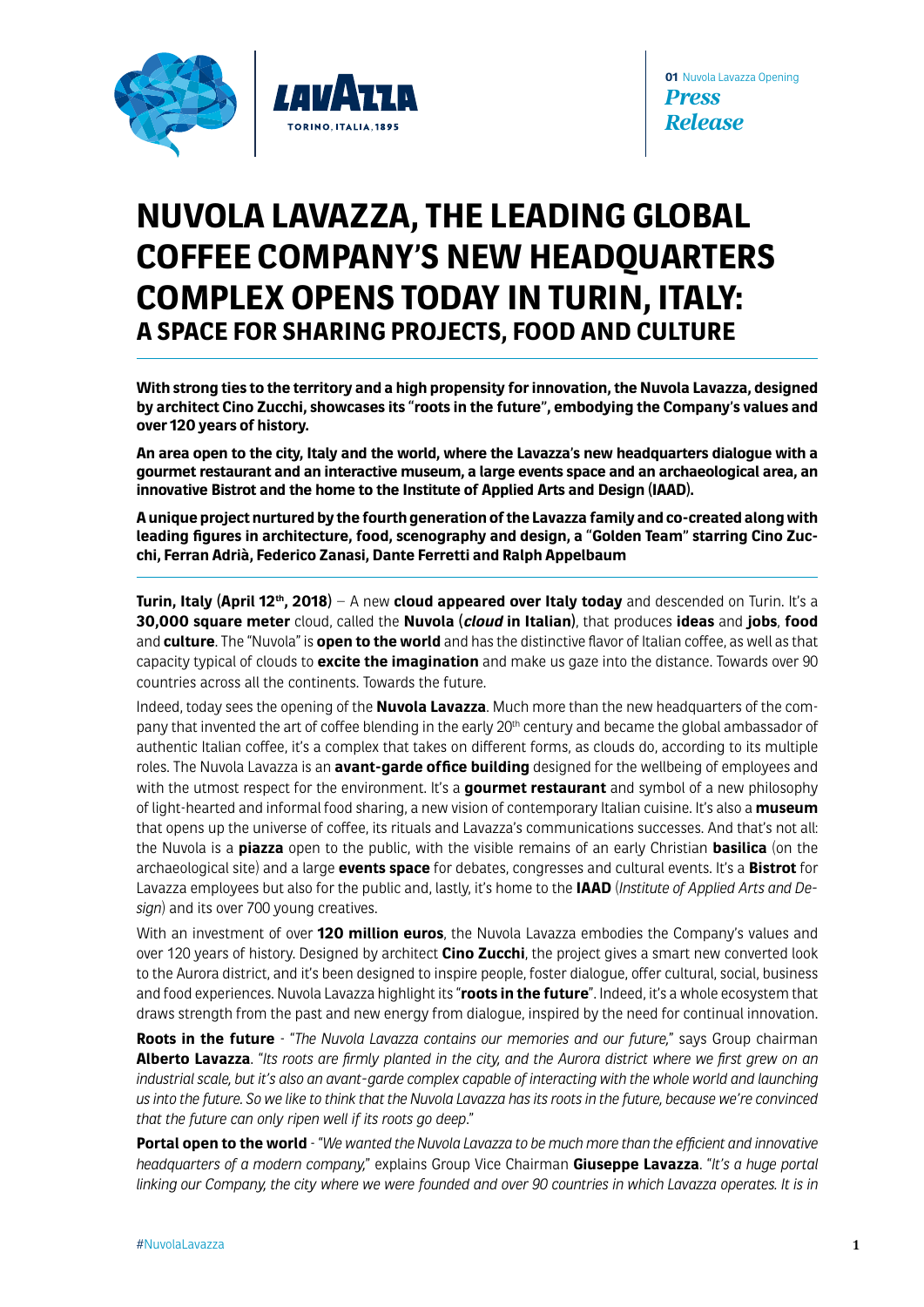# NUVOLA LAVAZZA, THE LEADING GLOBAL COFFEE COMPANY'S NEW HEADQUARTERS COMPLEX OPENS TODAY IN TURIN, ITALY:
## A SPACE FOR SHARING PROJECTS, FOOD AND CULTURE

**With strong ties to the territory and a high propensity for innovation, the Nuvola Lavazza, designed by architect Cino Zucchi, showcases its "roots in the future", embodying the Company's values and over 120 years of history.**

**An area open to the city, Italy and the world, where the Lavazza's new headquarters dialogue with a gourmet restaurant and an interactive museum, a large events space and an archaeological area, an innovative Bistrot and the home to the Institute of Applied Arts and Design (IAAD).**

**A unique project nurtured by the fourth generation of the Lavazza family and co-created along with leading figures in architecture, food, scenography and design, a "Golden Team" starring Cino Zucchi, Ferran Adrià, Federico Zanasi, Dante Ferretti and Ralph Appelbaum**

---

**Turin, Italy (April 12th, 2018)** – A new **cloud appeared over Italy today** and descended on Turin. It's a **30,000 square meter** cloud, called the **Nuvola (*cloud* in Italian)**, that produces **ideas** and **jobs**, **food** and **culture**. The "Nuvola" is **open to the world** and has the distinctive flavor of Italian coffee, as well as that capacity typical of clouds to **excite the imagination** and make us gaze into the distance. Towards over 90 countries across all the continents. Towards the future.

Indeed, today sees the opening of the **Nuvola Lavazza**. Much more than the new headquarters of the company that invented the art of coffee blending in the early 20th century and became the global ambassador of authentic Italian coffee, it's a complex that takes on different forms, as clouds do, according to its multiple roles. The Nuvola Lavazza is an **avant-garde office building** designed for the wellbeing of employees and with the utmost respect for the environment. It's a **gourmet restaurant** and symbol of a new philosophy of light-hearted and informal food sharing, a new vision of contemporary Italian cuisine. It's also a **museum** that opens up the universe of coffee, its rituals and Lavazza's communications successes. And that's not all: the Nuvola is a **piazza** open to the public, with the visible remains of an early Christian **basilica** (on the archaeological site) and a large **events space** for debates, congresses and cultural events. It's a **Bistrot** for Lavazza employees but also for the public and, lastly, it's home to the **IAAD** (*Institute of Applied Arts and Design*) and its over 700 young creatives.

With an investment of over **120 million euros**, the Nuvola Lavazza embodies the Company's values and over 120 years of history. Designed by architect **Cino Zucchi**, the project gives a smart new converted look to the Aurora district, and it's been designed to inspire people, foster dialogue, offer cultural, social, business and food experiences. Nuvola Lavazza highlight its "**roots in the future**". Indeed, it's a whole ecosystem that draws strength from the past and new energy from dialogue, inspired by the need for continual innovation.

**Roots in the future** - "*The Nuvola Lavazza contains our memories and our future,*" says Group chairman **Alberto Lavazza**. "*Its roots are firmly planted in the city, and the Aurora district where we first grew on an industrial scale, but it's also an avant-garde complex capable of interacting with the whole world and launching us into the future. So we like to think that the Nuvola Lavazza has its roots in the future, because we're convinced that the future can only ripen well if its roots go deep.*"

**Portal open to the world** - "*We wanted the Nuvola Lavazza to be much more than the efficient and innovative headquarters of a modern company,*" explains Group Vice Chairman **Giuseppe Lavazza**. "*It's a huge portal linking our Company, the city where we were founded and over 90 countries in which Lavazza operates. It is in*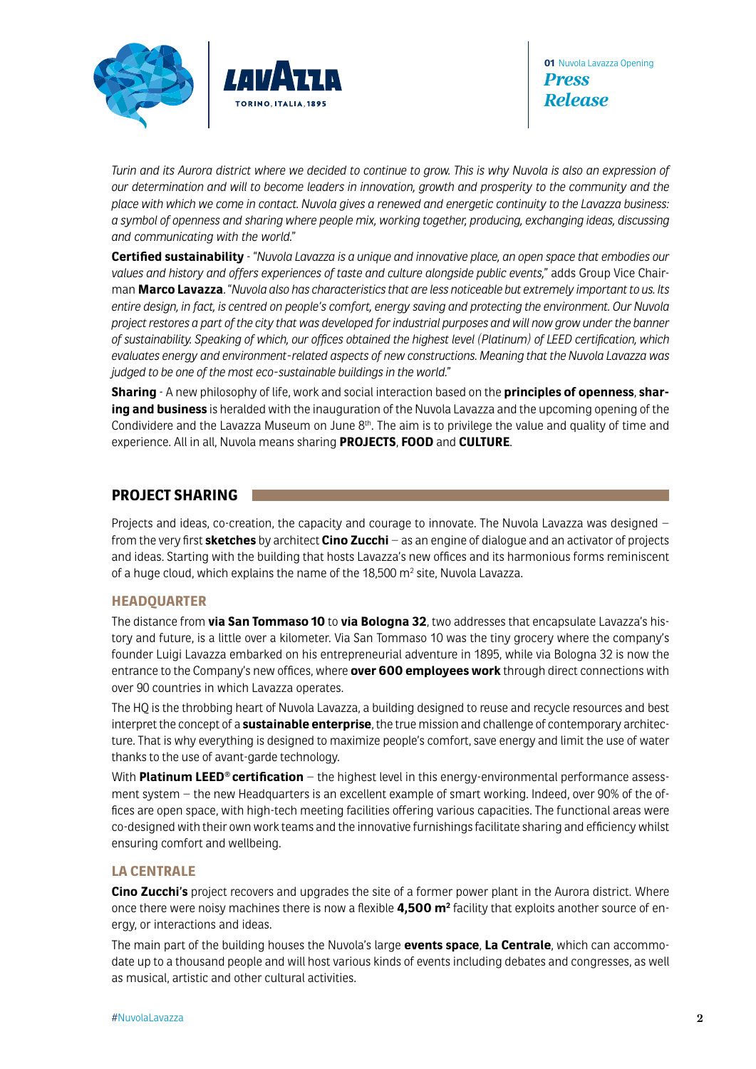*Turin and its Aurora district where we decided to continue to grow. This is why Nuvola is also an expression of our determination and will to become leaders in innovation, growth and prosperity to the community and the place with which we come in contact. Nuvola gives a renewed and energetic continuity to the Lavazza business: a symbol of openness and sharing where people mix, working together, producing, exchanging ideas, discussing and communicating with the world."*

**Certified sustainability** - "*Nuvola Lavazza is a unique and innovative place, an open space that embodies our values and history and offers experiences of taste and culture alongside public events,*" adds Group Vice Chairman **Marco Lavazza**. "*Nuvola also has characteristics that are less noticeable but extremely important to us. Its entire design, in fact, is centred on people's comfort, energy saving and protecting the environment. Our Nuvola project restores a part of the city that was developed for industrial purposes and will now grow under the banner of sustainability. Speaking of which, our offices obtained the highest level (Platinum) of LEED certification, which evaluates energy and environment-related aspects of new constructions. Meaning that the Nuvola Lavazza was judged to be one of the most eco-sustainable buildings in the world.*"

**Sharing** - A new philosophy of life, work and social interaction based on the **principles of openness**, **sharing and business** is heralded with the inauguration of the Nuvola Lavazza and the upcoming opening of the Condividere and the Lavazza Museum on June 8th. The aim is to privilege the value and quality of time and experience. All in all, Nuvola means sharing **PROJECTS**, **FOOD** and **CULTURE**.

## PROJECT SHARING

Projects and ideas, co-creation, the capacity and courage to innovate. The Nuvola Lavazza was designed – from the very first **sketches** by architect **Cino Zucchi** – as an engine of dialogue and an activator of projects and ideas. Starting with the building that hosts Lavazza's new offices and its harmonious forms reminiscent of a huge cloud, which explains the name of the 18,500 m² site, Nuvola Lavazza.

### HEADQUARTER

The distance from **via San Tommaso 10** to **via Bologna 32**, two addresses that encapsulate Lavazza's history and future, is a little over a kilometer. Via San Tommaso 10 was the tiny grocery where the company's founder Luigi Lavazza embarked on his entrepreneurial adventure in 1895, while via Bologna 32 is now the entrance to the Company's new offices, where **over 600 employees work** through direct connections with over 90 countries in which Lavazza operates.

The HQ is the throbbing heart of Nuvola Lavazza, a building designed to reuse and recycle resources and best interpret the concept of a **sustainable enterprise**, the true mission and challenge of contemporary architecture. That is why everything is designed to maximize people's comfort, save energy and limit the use of water thanks to the use of avant-garde technology.

With **Platinum LEED® certification** – the highest level in this energy-environmental performance assessment system – the new Headquarters is an excellent example of smart working. Indeed, over 90% of the offices are open space, with high-tech meeting facilities offering various capacities. The functional areas were co-designed with their own work teams and the innovative furnishings facilitate sharing and efficiency whilst ensuring comfort and wellbeing.

### LA CENTRALE

**Cino Zucchi's** project recovers and upgrades the site of a former power plant in the Aurora district. Where once there were noisy machines there is now a flexible **4,500 m²** facility that exploits another source of energy, or interactions and ideas.

The main part of the building houses the Nuvola's large **events space**, **La Centrale**, which can accommodate up to a thousand people and will host various kinds of events including debates and congresses, as well as musical, artistic and other cultural activities.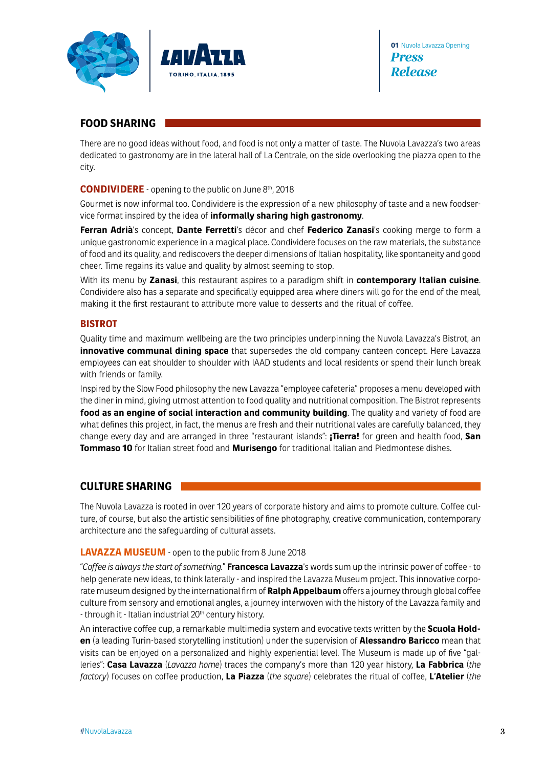## FOOD SHARING

There are no good ideas without food, and food is not only a matter of taste. The Nuvola Lavazza's two areas dedicated to gastronomy are in the lateral hall of La Centrale, on the side overlooking the piazza open to the city.

### CONDIVIDERE - opening to the public on June 8th, 2018

Gourmet is now informal too. Condividere is the expression of a new philosophy of taste and a new foodservice format inspired by the idea of **informally sharing high gastronomy**.

**Ferran Adrià**'s concept, **Dante Ferretti**'s décor and chef **Federico Zanasi**'s cooking merge to form a unique gastronomic experience in a magical place. Condividere focuses on the raw materials, the substance of food and its quality, and rediscovers the deeper dimensions of Italian hospitality, like spontaneity and good cheer. Time regains its value and quality by almost seeming to stop.

With its menu by **Zanasi**, this restaurant aspires to a paradigm shift in **contemporary Italian cuisine**. Condividere also has a separate and specifically equipped area where diners will go for the end of the meal, making it the first restaurant to attribute more value to desserts and the ritual of coffee.

### BISTROT

Quality time and maximum wellbeing are the two principles underpinning the Nuvola Lavazza's Bistrot, an **innovative communal dining space** that supersedes the old company canteen concept. Here Lavazza employees can eat shoulder to shoulder with IAAD students and local residents or spend their lunch break with friends or family.

Inspired by the Slow Food philosophy the new Lavazza "employee cafeteria" proposes a menu developed with the diner in mind, giving utmost attention to food quality and nutritional composition. The Bistrot represents **food as an engine of social interaction and community building**. The quality and variety of food are what defines this project, in fact, the menus are fresh and their nutritional vales are carefully balanced, they change every day and are arranged in three "restaurant islands": **¡Tierra!** for green and health food, **San Tommaso 10** for Italian street food and **Murisengo** for traditional Italian and Piedmontese dishes.

## CULTURE SHARING

The Nuvola Lavazza is rooted in over 120 years of corporate history and aims to promote culture. Coffee culture, of course, but also the artistic sensibilities of fine photography, creative communication, contemporary architecture and the safeguarding of cultural assets.

### LAVAZZA MUSEUM - open to the public from 8 June 2018

"*Coffee is always the start of something.*" **Francesca Lavazza**'s words sum up the intrinsic power of coffee - to help generate new ideas, to think laterally - and inspired the Lavazza Museum project. This innovative corporate museum designed by the international firm of **Ralph Appelbaum** offers a journey through global coffee culture from sensory and emotional angles, a journey interwoven with the history of the Lavazza family and - through it - Italian industrial 20th century history.

An interactive coffee cup, a remarkable multimedia system and evocative texts written by the **Scuola Holden** (a leading Turin-based storytelling institution) under the supervision of **Alessandro Baricco** mean that visits can be enjoyed on a personalized and highly experiential level. The Museum is made up of five "galleries": **Casa Lavazza** (*Lavazza home*) traces the company's more than 120 year history, **La Fabbrica** (*the factory*) focuses on coffee production, **La Piazza** (*the square*) celebrates the ritual of coffee, **L'Atelier** (*the*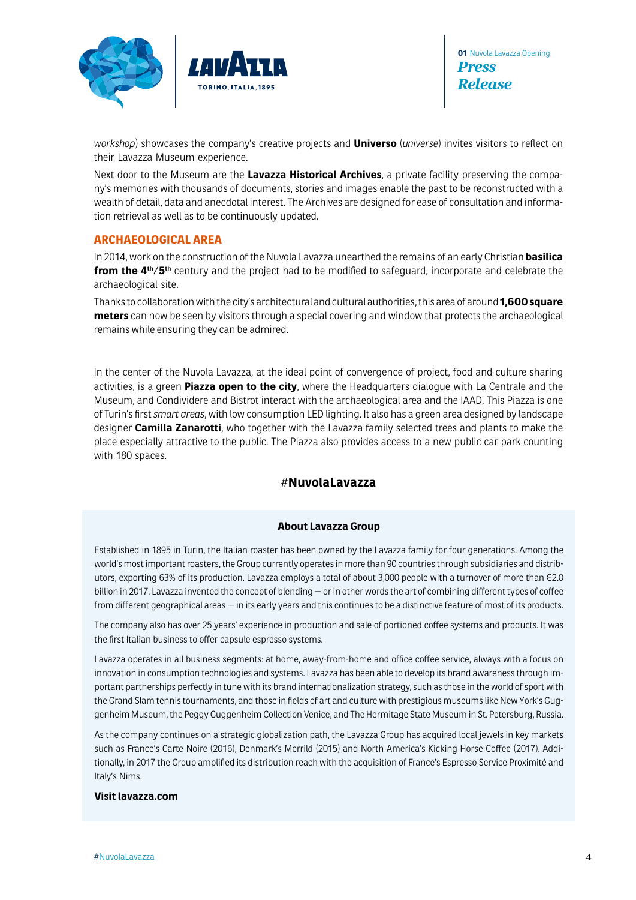*workshop*) showcases the company's creative projects and **Universo** (*universe*) invites visitors to reflect on their Lavazza Museum experience.

Next door to the Museum are the **Lavazza Historical Archives**, a private facility preserving the company's memories with thousands of documents, stories and images enable the past to be reconstructed with a wealth of detail, data and anecdotal interest. The Archives are designed for ease of consultation and information retrieval as well as to be continuously updated.

## ARCHAEOLOGICAL AREA

In 2014, work on the construction of the Nuvola Lavazza unearthed the remains of an early Christian **basilica from the 4th/5th** century and the project had to be modified to safeguard, incorporate and celebrate the archaeological site.

Thanks to collaboration with the city's architectural and cultural authorities, this area of around **1,600 square meters** can now be seen by visitors through a special covering and window that protects the archaeological remains while ensuring they can be admired.

In the center of the Nuvola Lavazza, at the ideal point of convergence of project, food and culture sharing activities, is a green **Piazza open to the city**, where the Headquarters dialogue with La Centrale and the Museum, and Condividere and Bistrot interact with the archaeological area and the IAAD. This Piazza is one of Turin's first *smart areas*, with low consumption LED lighting. It also has a green area designed by landscape designer **Camilla Zanarotti**, who together with the Lavazza family selected trees and plants to make the place especially attractive to the public. The Piazza also provides access to a new public car park counting with 180 spaces.

#**NuvolaLavazza**

### About Lavazza Group

Established in 1895 in Turin, the Italian roaster has been owned by the Lavazza family for four generations. Among the world's most important roasters, the Group currently operates in more than 90 countries through subsidiaries and distributors, exporting 63% of its production. Lavazza employs a total of about 3,000 people with a turnover of more than €2.0 billion in 2017. Lavazza invented the concept of blending — or in other words the art of combining different types of coffee from different geographical areas — in its early years and this continues to be a distinctive feature of most of its products.

The company also has over 25 years' experience in production and sale of portioned coffee systems and products. It was the first Italian business to offer capsule espresso systems.

Lavazza operates in all business segments: at home, away-from-home and office coffee service, always with a focus on innovation in consumption technologies and systems. Lavazza has been able to develop its brand awareness through important partnerships perfectly in tune with its brand internationalization strategy, such as those in the world of sport with the Grand Slam tennis tournaments, and those in fields of art and culture with prestigious museums like New York's Guggenheim Museum, the Peggy Guggenheim Collection Venice, and The Hermitage State Museum in St. Petersburg, Russia.

As the company continues on a strategic globalization path, the Lavazza Group has acquired local jewels in key markets such as France's Carte Noire (2016), Denmark's Merrild (2015) and North America's Kicking Horse Coffee (2017). Additionally, in 2017 the Group amplified its distribution reach with the acquisition of France's Espresso Service Proximité and Italy's Nims.

**Visit lavazza.com**